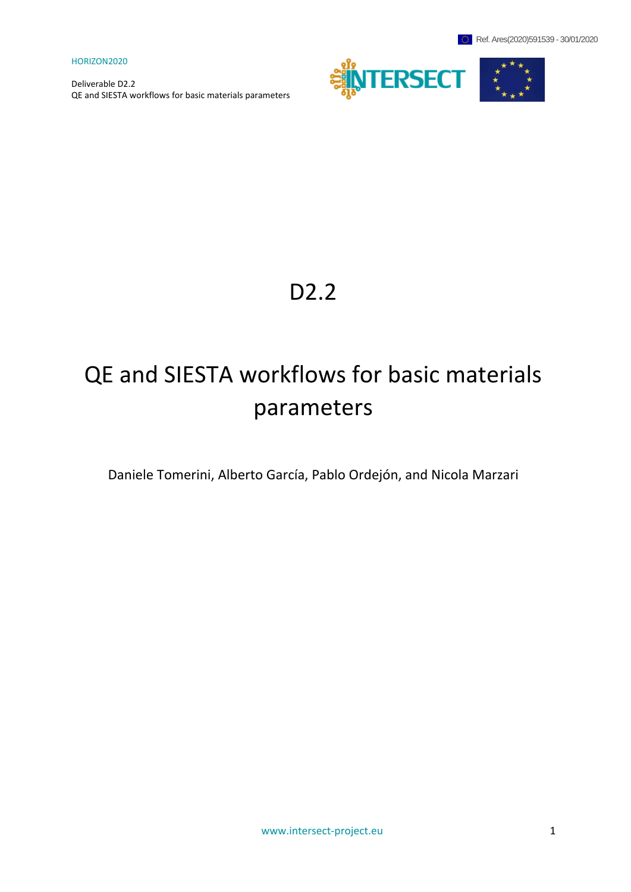# D2.2

# QE and SIESTA workflows for basic materials parameters

Daniele Tomerini, Alberto García, Pablo Ordejón, and Nicola Marzari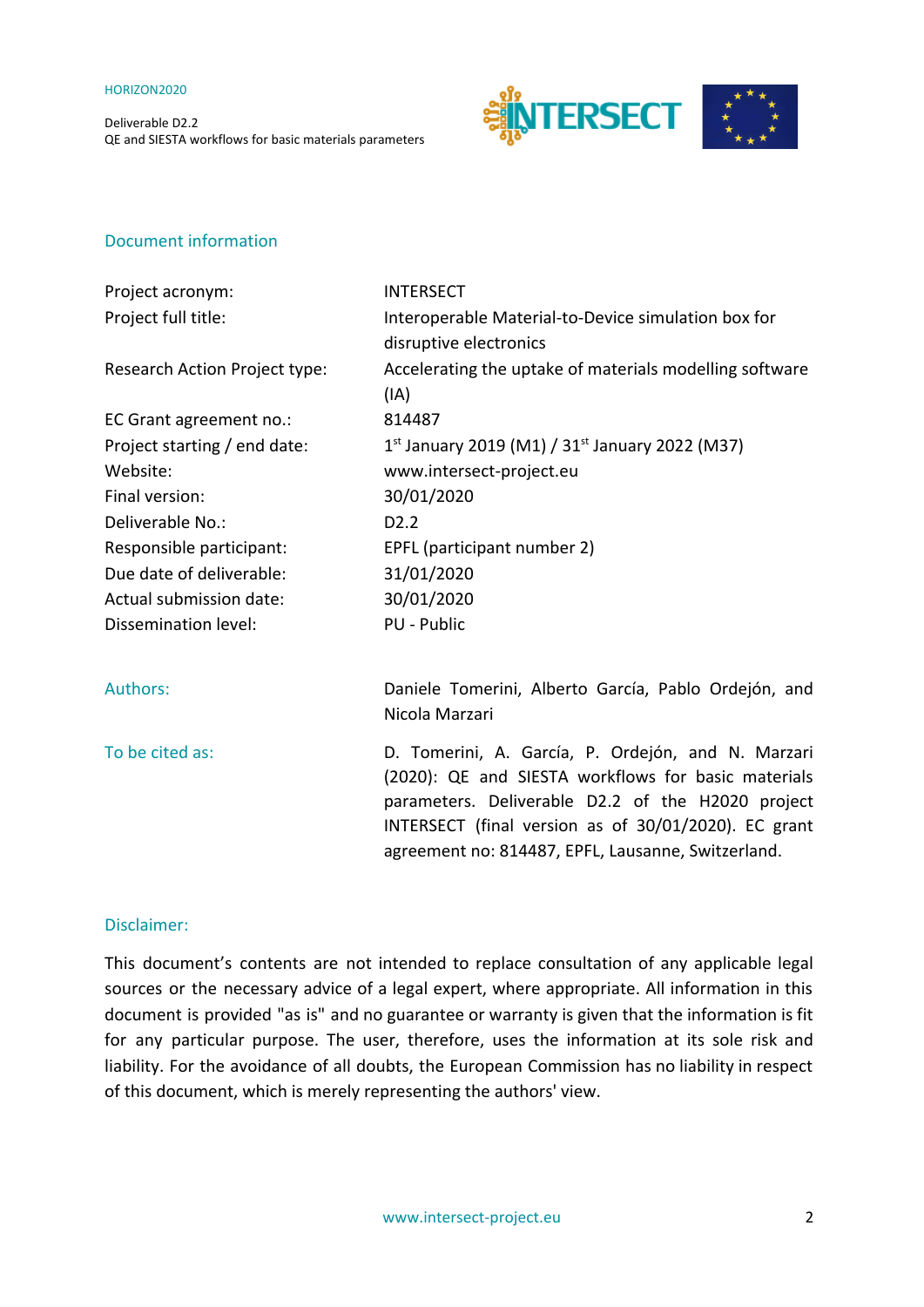## Document information

| | |
|---|---|
| Project acronym: | INTERSECT |
| Project full title: | Interoperable Material-to-Device simulation box for disruptive electronics |
| Research Action Project type: | Accelerating the uptake of materials modelling software (IA) |
| EC Grant agreement no.: | 814487 |
| Project starting / end date: | 1st January 2019 (M1) / 31st January 2022 (M37) |
| Website: | www.intersect-project.eu |
| Final version: | 30/01/2020 |
| Deliverable No.: | D2.2 |
| Responsible participant: | EPFL (participant number 2) |
| Due date of deliverable: | 31/01/2020 |
| Actual submission date: | 30/01/2020 |
| Dissemination level: | PU - Public |

**Authors:** Daniele Tomerini, Alberto García, Pablo Ordejón, and Nicola Marzari

**To be cited as:** D. Tomerini, A. García, P. Ordejón, and N. Marzari (2020): QE and SIESTA workflows for basic materials parameters. Deliverable D2.2 of the H2020 project INTERSECT (final version as of 30/01/2020). EC grant agreement no: 814487, EPFL, Lausanne, Switzerland.

## Disclaimer:

This document's contents are not intended to replace consultation of any applicable legal sources or the necessary advice of a legal expert, where appropriate. All information in this document is provided "as is" and no guarantee or warranty is given that the information is fit for any particular purpose. The user, therefore, uses the information at its sole risk and liability. For the avoidance of all doubts, the European Commission has no liability in respect of this document, which is merely representing the authors' view.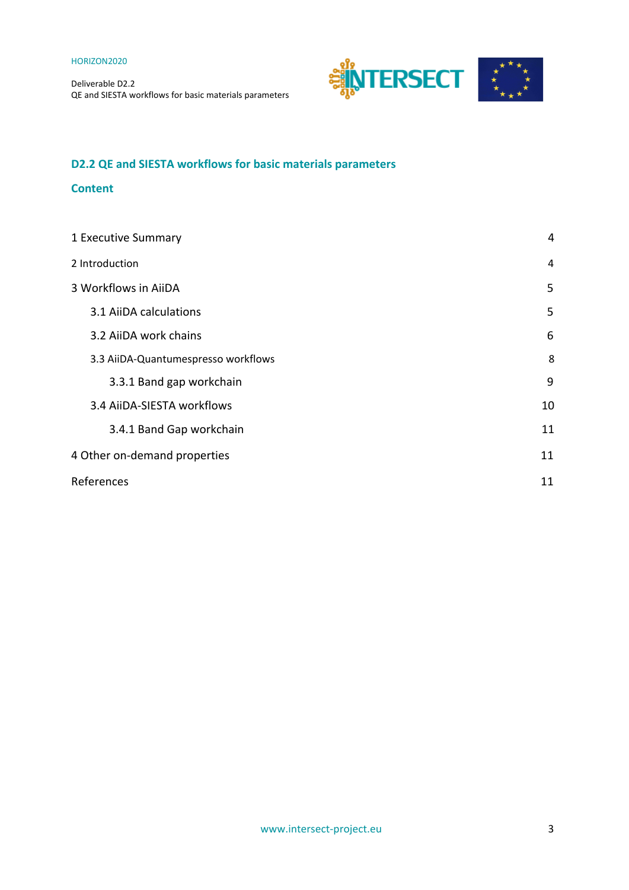## D2.2 QE and SIESTA workflows for basic materials parameters

### Content

| | |
|---|---|
| 1 Executive Summary | 4 |
| 2 Introduction | 4 |
| 3 Workflows in AiiDA | 5 |
| 3.1 AiiDA calculations | 5 |
| 3.2 AiiDA work chains | 6 |
| 3.3 AiiDA-Quantumespresso workflows | 8 |
| 3.3.1 Band gap workchain | 9 |
| 3.4 AiiDA-SIESTA workflows | 10 |
| 3.4.1 Band Gap workchain | 11 |
| 4 Other on-demand properties | 11 |
| References | 11 |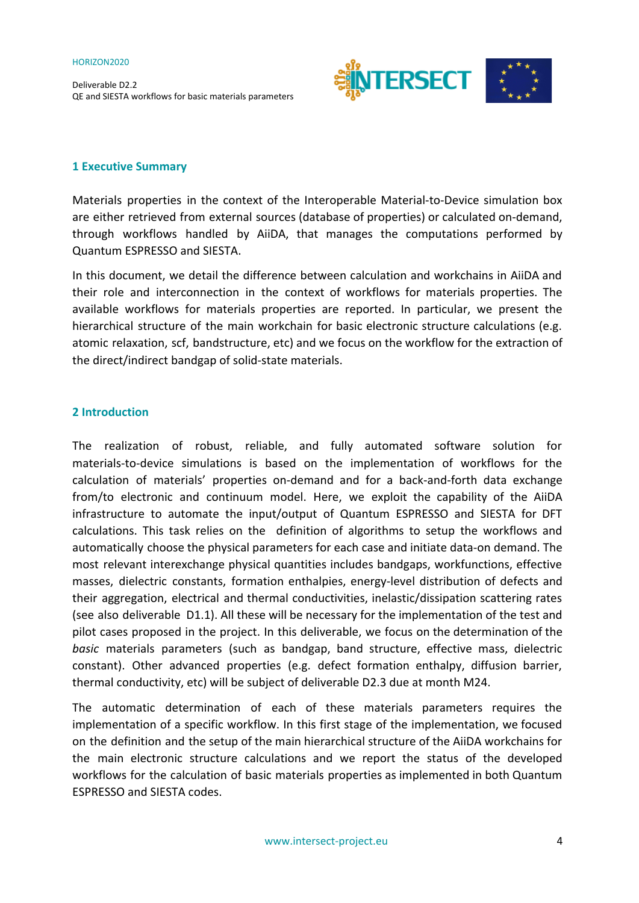## 1 Executive Summary

Materials properties in the context of the Interoperable Material-to-Device simulation box are either retrieved from external sources (database of properties) or calculated on-demand, through workflows handled by AiiDA, that manages the computations performed by Quantum ESPRESSO and SIESTA.

In this document, we detail the difference between calculation and workchains in AiiDA and their role and interconnection in the context of workflows for materials properties. The available workflows for materials properties are reported. In particular, we present the hierarchical structure of the main workchain for basic electronic structure calculations (e.g. atomic relaxation, scf, bandstructure, etc) and we focus on the workflow for the extraction of the direct/indirect bandgap of solid-state materials.

## 2 Introduction

The realization of robust, reliable, and fully automated software solution for materials-to-device simulations is based on the implementation of workflows for the calculation of materials' properties on-demand and for a back-and-forth data exchange from/to electronic and continuum model. Here, we exploit the capability of the AiiDA infrastructure to automate the input/output of Quantum ESPRESSO and SIESTA for DFT calculations. This task relies on the definition of algorithms to setup the workflows and automatically choose the physical parameters for each case and initiate data-on demand. The most relevant interexchange physical quantities includes bandgaps, workfunctions, effective masses, dielectric constants, formation enthalpies, energy-level distribution of defects and their aggregation, electrical and thermal conductivities, inelastic/dissipation scattering rates (see also deliverable D1.1). All these will be necessary for the implementation of the test and pilot cases proposed in the project. In this deliverable, we focus on the determination of the *basic* materials parameters (such as bandgap, band structure, effective mass, dielectric constant). Other advanced properties (e.g. defect formation enthalpy, diffusion barrier, thermal conductivity, etc) will be subject of deliverable D2.3 due at month M24.

The automatic determination of each of these materials parameters requires the implementation of a specific workflow. In this first stage of the implementation, we focused on the definition and the setup of the main hierarchical structure of the AiiDA workchains for the main electronic structure calculations and we report the status of the developed workflows for the calculation of basic materials properties as implemented in both Quantum ESPRESSO and SIESTA codes.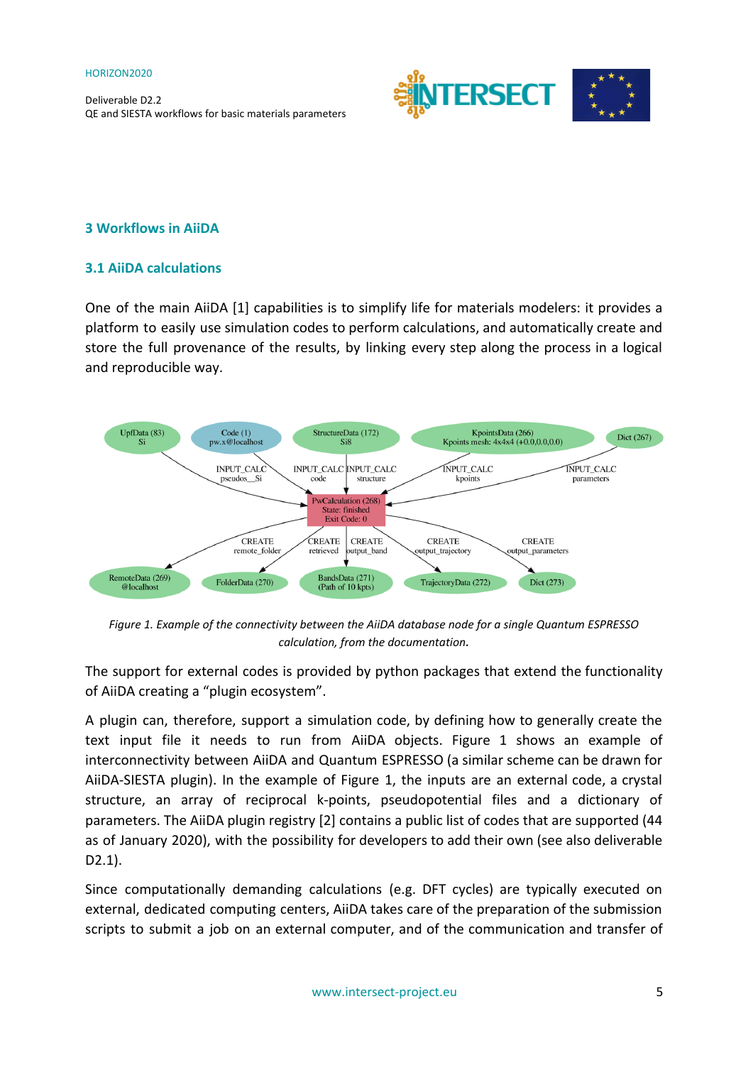# 3 Workflows in AiiDA

## 3.1 AiiDA calculations

One of the main AiiDA [1] capabilities is to simplify life for materials modelers: it provides a platform to easily use simulation codes to perform calculations, and automatically create and store the full provenance of the results, by linking every step along the process in a logical and reproducible way.

*Figure 1. Example of the connectivity between the AiiDA database node for a single Quantum ESPRESSO calculation, from the documentation.*

The support for external codes is provided by python packages that extend the functionality of AiiDA creating a "plugin ecosystem".

A plugin can, therefore, support a simulation code, by defining how to generally create the text input file it needs to run from AiiDA objects. Figure 1 shows an example of interconnectivity between AiiDA and Quantum ESPRESSO (a similar scheme can be drawn for AiiDA-SIESTA plugin). In the example of Figure 1, the inputs are an external code, a crystal structure, an array of reciprocal k-points, pseudopotential files and a dictionary of parameters. The AiiDA plugin registry [2] contains a public list of codes that are supported (44 as of January 2020), with the possibility for developers to add their own (see also deliverable D2.1).

Since computationally demanding calculations (e.g. DFT cycles) are typically executed on external, dedicated computing centers, AiiDA takes care of the preparation of the submission scripts to submit a job on an external computer, and of the communication and transfer of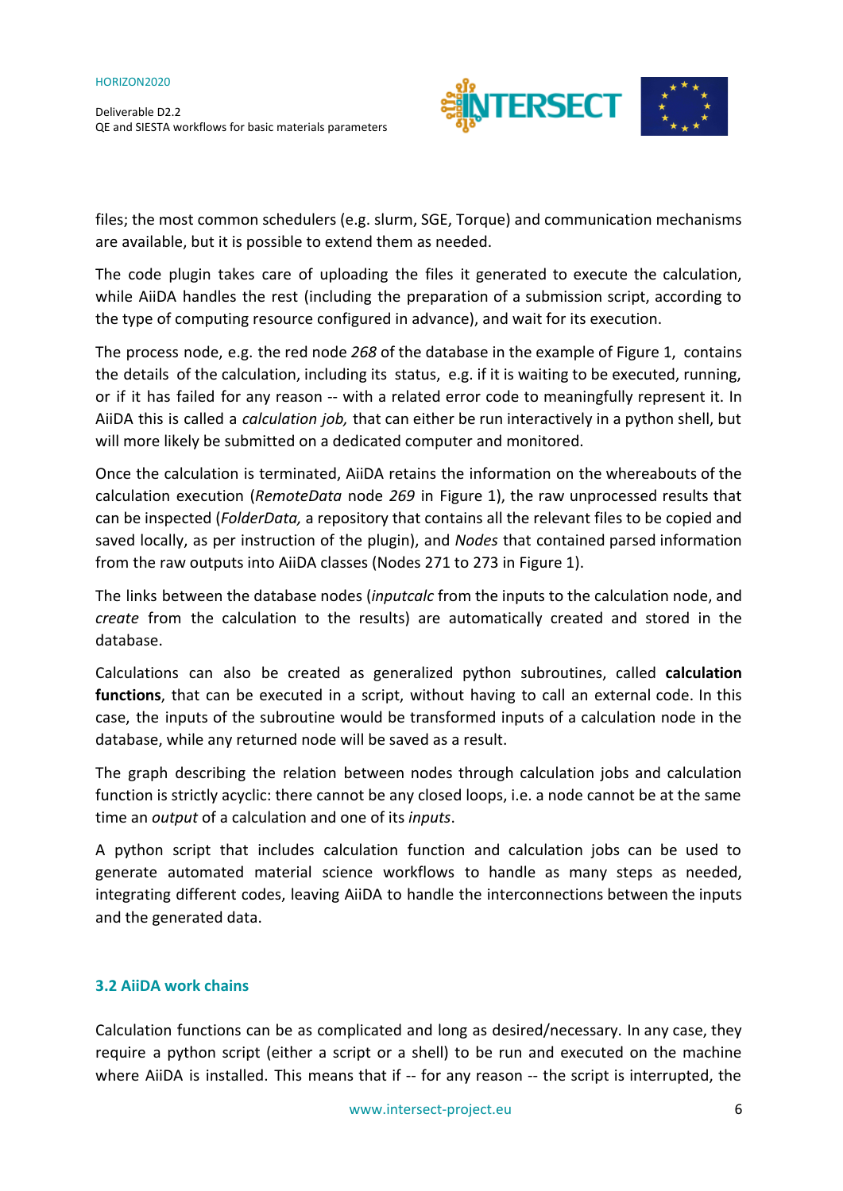files; the most common schedulers (e.g. slurm, SGE, Torque) and communication mechanisms are available, but it is possible to extend them as needed.

The code plugin takes care of uploading the files it generated to execute the calculation, while AiiDA handles the rest (including the preparation of a submission script, according to the type of computing resource configured in advance), and wait for its execution.

The process node, e.g. the red node *268* of the database in the example of Figure 1, contains the details of the calculation, including its status, e.g. if it is waiting to be executed, running, or if it has failed for any reason -- with a related error code to meaningfully represent it. In AiiDA this is called a *calculation job,* that can either be run interactively in a python shell, but will more likely be submitted on a dedicated computer and monitored.

Once the calculation is terminated, AiiDA retains the information on the whereabouts of the calculation execution (*RemoteData* node *269* in Figure 1), the raw unprocessed results that can be inspected (*FolderData,* a repository that contains all the relevant files to be copied and saved locally, as per instruction of the plugin), and *Nodes* that contained parsed information from the raw outputs into AiiDA classes (Nodes 271 to 273 in Figure 1).

The links between the database nodes (*inputcalc* from the inputs to the calculation node, and *create* from the calculation to the results) are automatically created and stored in the database.

Calculations can also be created as generalized python subroutines, called **calculation functions**, that can be executed in a script, without having to call an external code. In this case, the inputs of the subroutine would be transformed inputs of a calculation node in the database, while any returned node will be saved as a result.

The graph describing the relation between nodes through calculation jobs and calculation function is strictly acyclic: there cannot be any closed loops, i.e. a node cannot be at the same time an *output* of a calculation and one of its *inputs*.

A python script that includes calculation function and calculation jobs can be used to generate automated material science workflows to handle as many steps as needed, integrating different codes, leaving AiiDA to handle the interconnections between the inputs and the generated data.

### 3.2 AiiDA work chains

Calculation functions can be as complicated and long as desired/necessary. In any case, they require a python script (either a script or a shell) to be run and executed on the machine where AiiDA is installed. This means that if -- for any reason -- the script is interrupted, the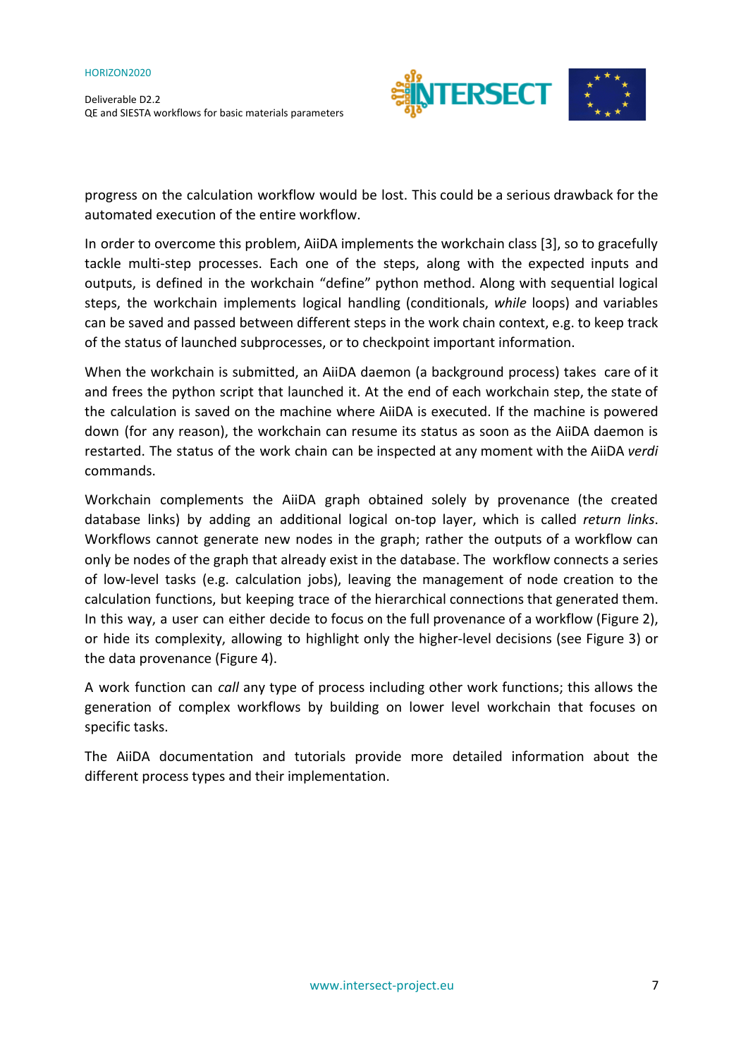progress on the calculation workflow would be lost. This could be a serious drawback for the automated execution of the entire workflow.

In order to overcome this problem, AiiDA implements the workchain class [3], so to gracefully tackle multi-step processes. Each one of the steps, along with the expected inputs and outputs, is defined in the workchain "define" python method. Along with sequential logical steps, the workchain implements logical handling (conditionals, *while* loops) and variables can be saved and passed between different steps in the work chain context, e.g. to keep track of the status of launched subprocesses, or to checkpoint important information.

When the workchain is submitted, an AiiDA daemon (a background process) takes care of it and frees the python script that launched it. At the end of each workchain step, the state of the calculation is saved on the machine where AiiDA is executed. If the machine is powered down (for any reason), the workchain can resume its status as soon as the AiiDA daemon is restarted. The status of the work chain can be inspected at any moment with the AiiDA *verdi* commands.

Workchain complements the AiiDA graph obtained solely by provenance (the created database links) by adding an additional logical on-top layer, which is called *return links*. Workflows cannot generate new nodes in the graph; rather the outputs of a workflow can only be nodes of the graph that already exist in the database. The workflow connects a series of low-level tasks (e.g. calculation jobs), leaving the management of node creation to the calculation functions, but keeping trace of the hierarchical connections that generated them. In this way, a user can either decide to focus on the full provenance of a workflow (Figure 2), or hide its complexity, allowing to highlight only the higher-level decisions (see Figure 3) or the data provenance (Figure 4).

A work function can *call* any type of process including other work functions; this allows the generation of complex workflows by building on lower level workchain that focuses on specific tasks.

The AiiDA documentation and tutorials provide more detailed information about the different process types and their implementation.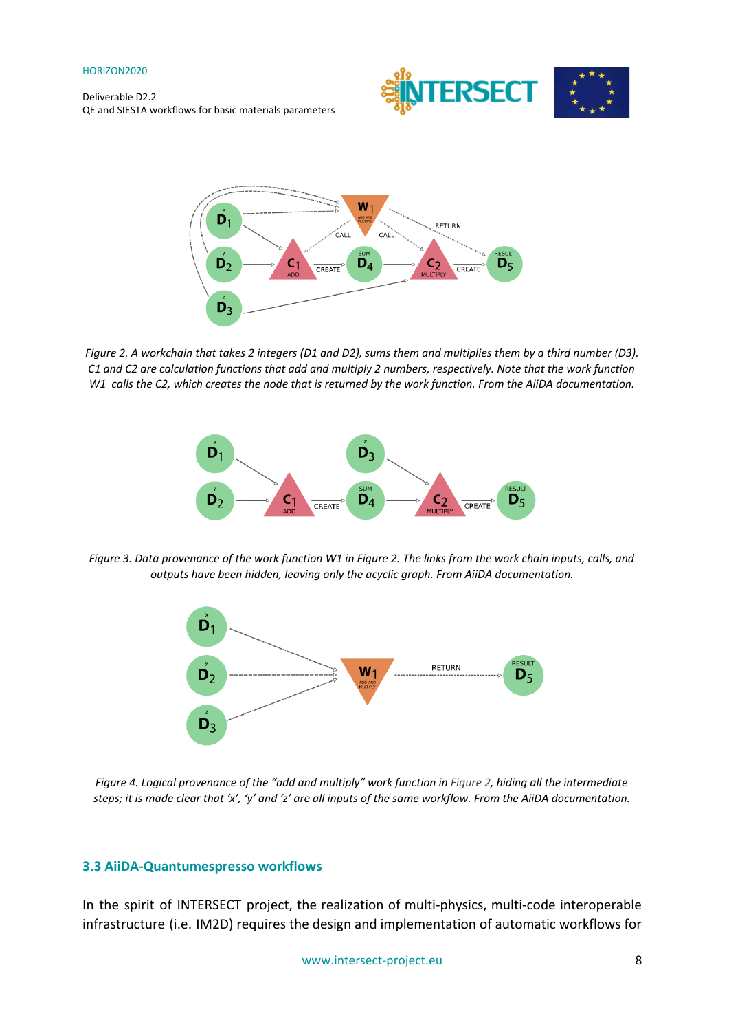*Figure 2. A workchain that takes 2 integers (D1 and D2), sums them and multiplies them by a third number (D3). C1 and C2 are calculation functions that add and multiply 2 numbers, respectively. Note that the work function W1 calls the C2, which creates the node that is returned by the work function. From the AiiDA documentation.*

*Figure 3. Data provenance of the work function W1 in Figure 2. The links from the work chain inputs, calls, and outputs have been hidden, leaving only the acyclic graph. From AiiDA documentation.*

*Figure 4. Logical provenance of the "add and multiply" work function in Figure 2, hiding all the intermediate steps; it is made clear that 'x', 'y' and 'z' are all inputs of the same workflow. From the AiiDA documentation.*

### 3.3 AiiDA-Quantumespresso workflows

In the spirit of INTERSECT project, the realization of multi-physics, multi-code interoperable infrastructure (i.e. IM2D) requires the design and implementation of automatic workflows for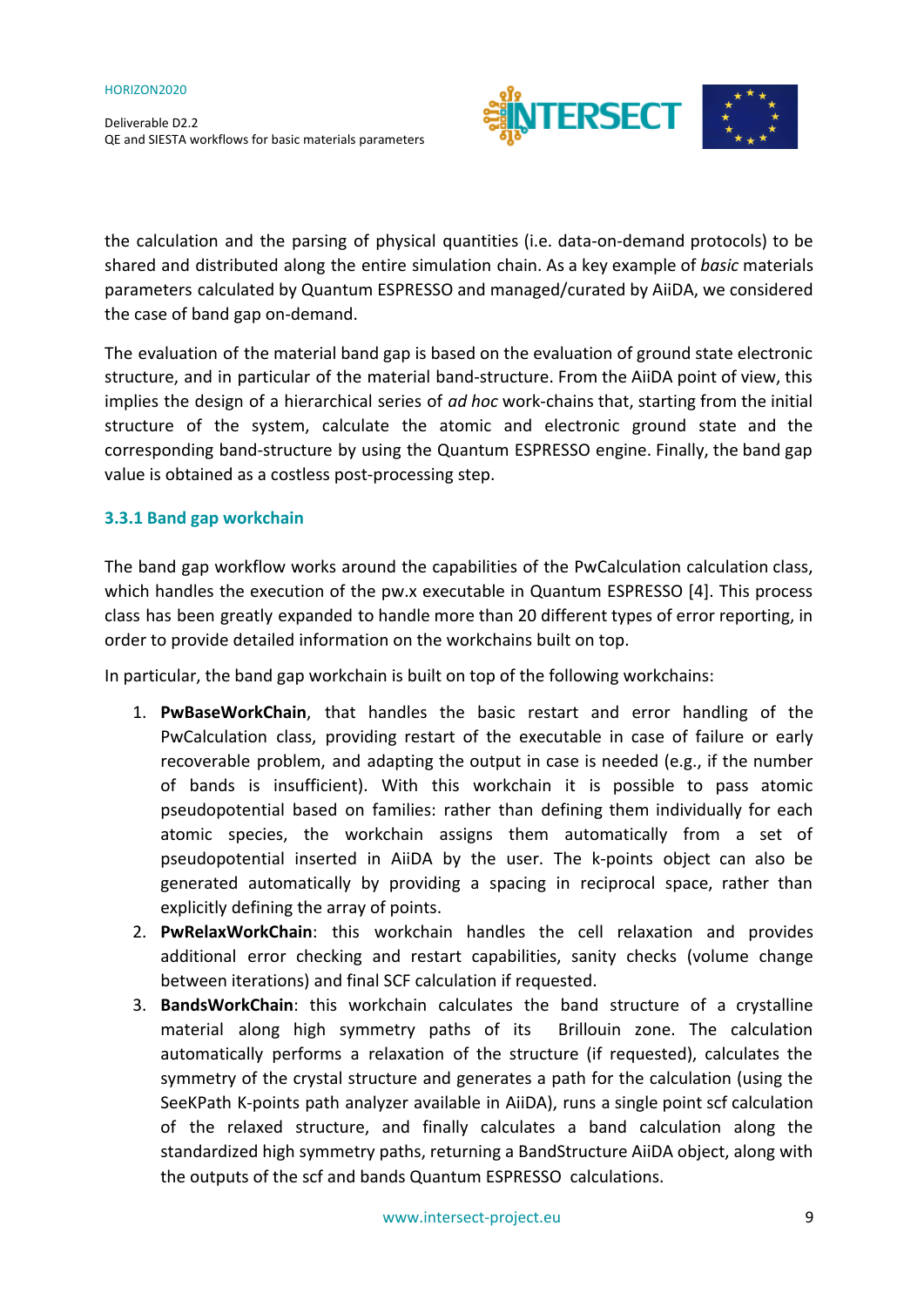the calculation and the parsing of physical quantities (i.e. data-on-demand protocols) to be shared and distributed along the entire simulation chain. As a key example of *basic* materials parameters calculated by Quantum ESPRESSO and managed/curated by AiiDA, we considered the case of band gap on-demand.

The evaluation of the material band gap is based on the evaluation of ground state electronic structure, and in particular of the material band-structure. From the AiiDA point of view, this implies the design of a hierarchical series of *ad hoc* work-chains that, starting from the initial structure of the system, calculate the atomic and electronic ground state and the corresponding band-structure by using the Quantum ESPRESSO engine. Finally, the band gap value is obtained as a costless post-processing step.

### 3.3.1 Band gap workchain

The band gap workflow works around the capabilities of the PwCalculation calculation class, which handles the execution of the pw.x executable in Quantum ESPRESSO [4]. This process class has been greatly expanded to handle more than 20 different types of error reporting, in order to provide detailed information on the workchains built on top.

In particular, the band gap workchain is built on top of the following workchains:

1. **PwBaseWorkChain**, that handles the basic restart and error handling of the PwCalculation class, providing restart of the executable in case of failure or early recoverable problem, and adapting the output in case is needed (e.g., if the number of bands is insufficient). With this workchain it is possible to pass atomic pseudopotential based on families: rather than defining them individually for each atomic species, the workchain assigns them automatically from a set of pseudopotential inserted in AiiDA by the user. The k-points object can also be generated automatically by providing a spacing in reciprocal space, rather than explicitly defining the array of points.
2. **PwRelaxWorkChain**: this workchain handles the cell relaxation and provides additional error checking and restart capabilities, sanity checks (volume change between iterations) and final SCF calculation if requested.
3. **BandsWorkChain**: this workchain calculates the band structure of a crystalline material along high symmetry paths of its Brillouin zone. The calculation automatically performs a relaxation of the structure (if requested), calculates the symmetry of the crystal structure and generates a path for the calculation (using the SeeKPath K-points path analyzer available in AiiDA), runs a single point scf calculation of the relaxed structure, and finally calculates a band calculation along the standardized high symmetry paths, returning a BandStructure AiiDA object, along with the outputs of the scf and bands Quantum ESPRESSO calculations.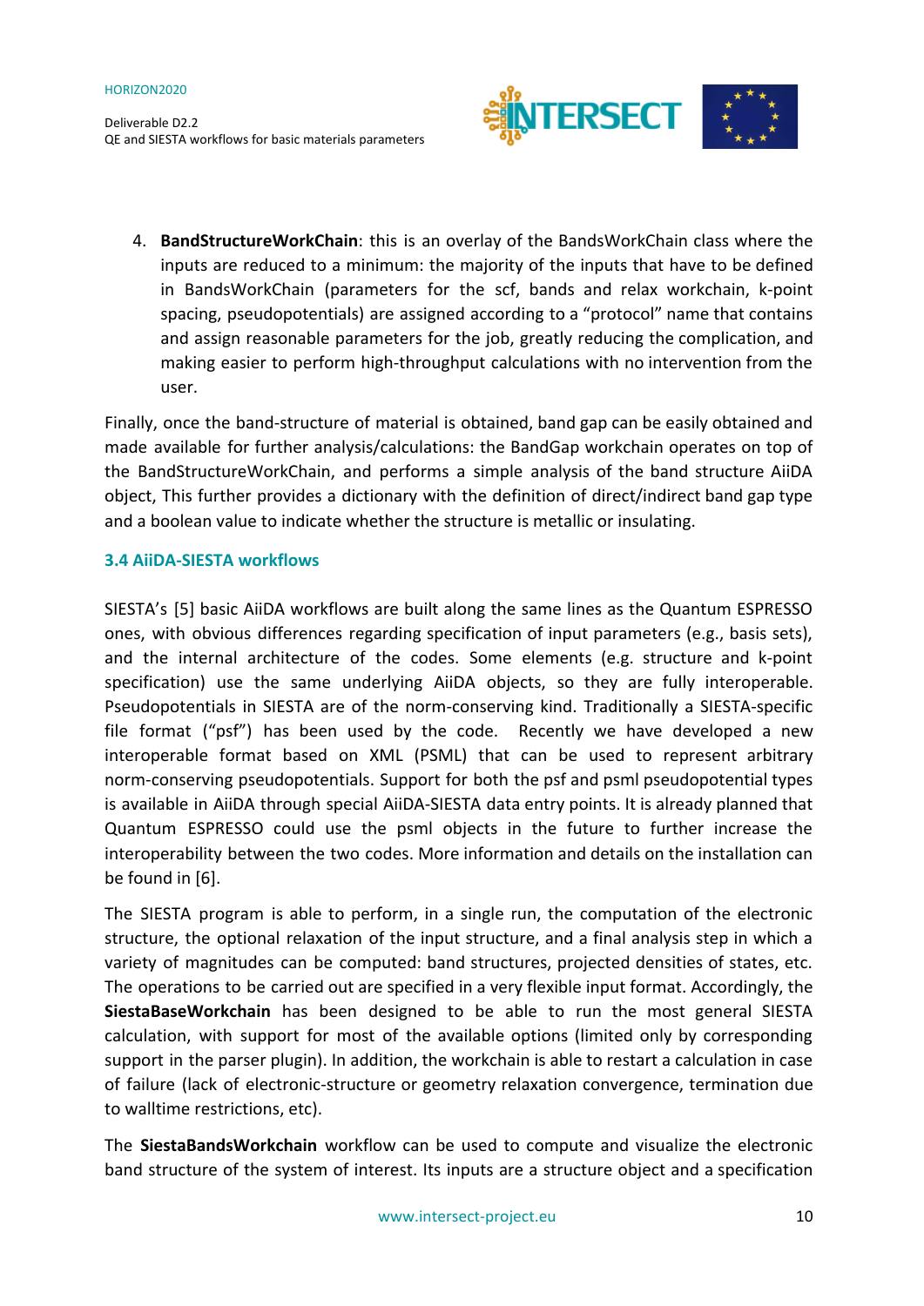4. **BandStructureWorkChain**: this is an overlay of the BandsWorkChain class where the inputs are reduced to a minimum: the majority of the inputs that have to be defined in BandsWorkChain (parameters for the scf, bands and relax workchain, k-point spacing, pseudopotentials) are assigned according to a "protocol" name that contains and assign reasonable parameters for the job, greatly reducing the complication, and making easier to perform high-throughput calculations with no intervention from the user.

Finally, once the band-structure of material is obtained, band gap can be easily obtained and made available for further analysis/calculations: the BandGap workchain operates on top of the BandStructureWorkChain, and performs a simple analysis of the band structure AiiDA object, This further provides a dictionary with the definition of direct/indirect band gap type and a boolean value to indicate whether the structure is metallic or insulating.

### 3.4 AiiDA-SIESTA workflows

SIESTA's [5] basic AiiDA workflows are built along the same lines as the Quantum ESPRESSO ones, with obvious differences regarding specification of input parameters (e.g., basis sets), and the internal architecture of the codes. Some elements (e.g. structure and k-point specification) use the same underlying AiiDA objects, so they are fully interoperable. Pseudopotentials in SIESTA are of the norm-conserving kind. Traditionally a SIESTA-specific file format ("psf") has been used by the code. Recently we have developed a new interoperable format based on XML (PSML) that can be used to represent arbitrary norm-conserving pseudopotentials. Support for both the psf and psml pseudopotential types is available in AiiDA through special AiiDA-SIESTA data entry points. It is already planned that Quantum ESPRESSO could use the psml objects in the future to further increase the interoperability between the two codes. More information and details on the installation can be found in [6].

The SIESTA program is able to perform, in a single run, the computation of the electronic structure, the optional relaxation of the input structure, and a final analysis step in which a variety of magnitudes can be computed: band structures, projected densities of states, etc. The operations to be carried out are specified in a very flexible input format. Accordingly, the **SiestaBaseWorkchain** has been designed to be able to run the most general SIESTA calculation, with support for most of the available options (limited only by corresponding support in the parser plugin). In addition, the workchain is able to restart a calculation in case of failure (lack of electronic-structure or geometry relaxation convergence, termination due to walltime restrictions, etc).

The **SiestaBandsWorkchain** workflow can be used to compute and visualize the electronic band structure of the system of interest. Its inputs are a structure object and a specification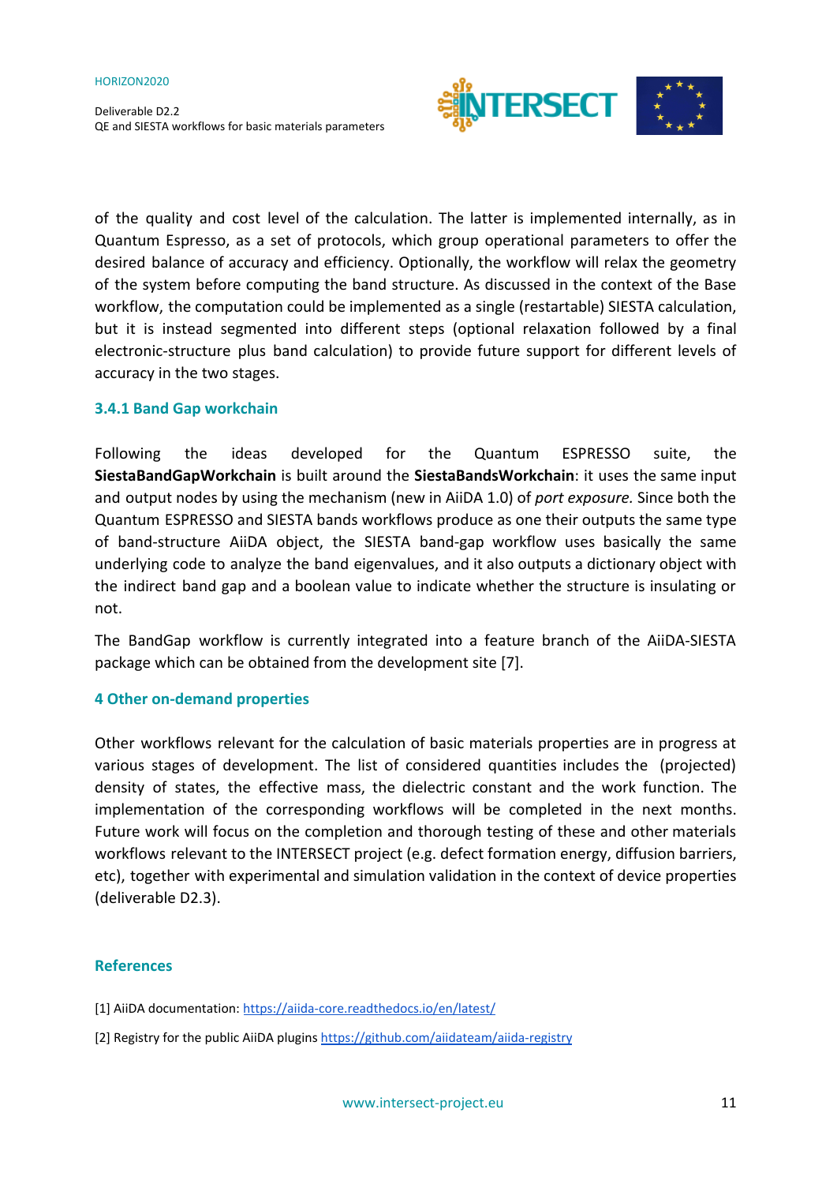of the quality and cost level of the calculation. The latter is implemented internally, as in Quantum Espresso, as a set of protocols, which group operational parameters to offer the desired balance of accuracy and efficiency. Optionally, the workflow will relax the geometry of the system before computing the band structure. As discussed in the context of the Base workflow, the computation could be implemented as a single (restartable) SIESTA calculation, but it is instead segmented into different steps (optional relaxation followed by a final electronic-structure plus band calculation) to provide future support for different levels of accuracy in the two stages.

### 3.4.1 Band Gap workchain

Following the ideas developed for the Quantum ESPRESSO suite, the **SiestaBandGapWorkchain** is built around the **SiestaBandsWorkchain**: it uses the same input and output nodes by using the mechanism (new in AiiDA 1.0) of *port exposure.* Since both the Quantum ESPRESSO and SIESTA bands workflows produce as one their outputs the same type of band-structure AiiDA object, the SIESTA band-gap workflow uses basically the same underlying code to analyze the band eigenvalues, and it also outputs a dictionary object with the indirect band gap and a boolean value to indicate whether the structure is insulating or not.

The BandGap workflow is currently integrated into a feature branch of the AiiDA-SIESTA package which can be obtained from the development site [7].

## 4 Other on-demand properties

Other workflows relevant for the calculation of basic materials properties are in progress at various stages of development. The list of considered quantities includes the (projected) density of states, the effective mass, the dielectric constant and the work function. The implementation of the corresponding workflows will be completed in the next months. Future work will focus on the completion and thorough testing of these and other materials workflows relevant to the INTERSECT project (e.g. defect formation energy, diffusion barriers, etc), together with experimental and simulation validation in the context of device properties (deliverable D2.3).

## References

[1] AiiDA documentation: https://aiida-core.readthedocs.io/en/latest/

[2] Registry for the public AiiDA plugins https://github.com/aiidateam/aiida-registry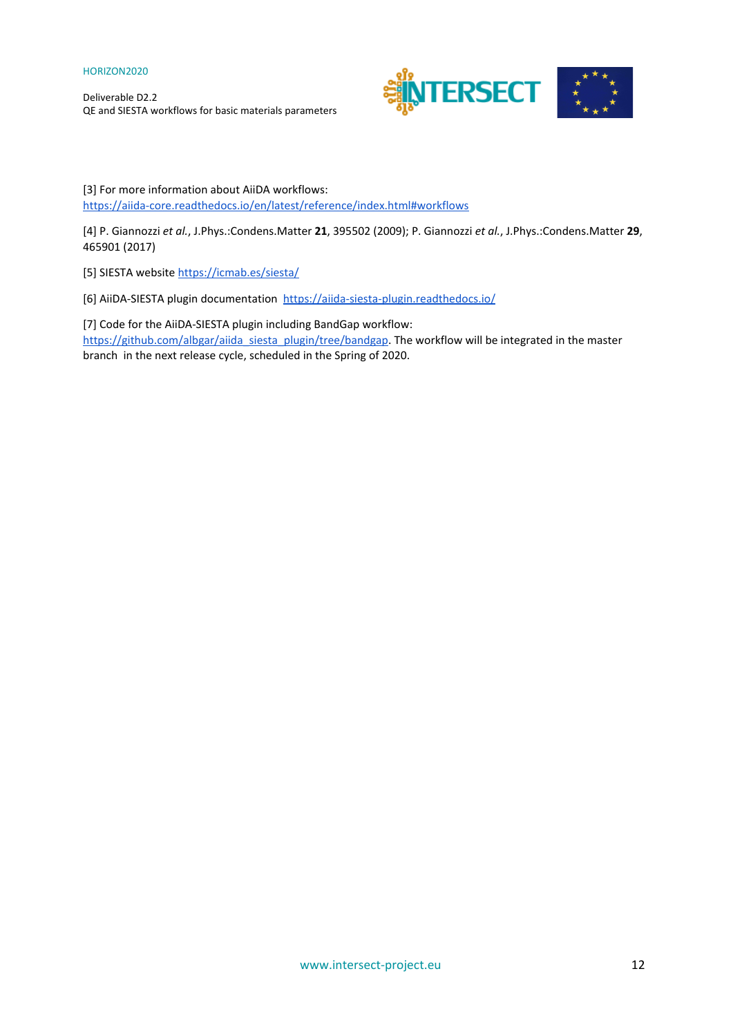[3] For more information about AiiDA workflows: https://aiida-core.readthedocs.io/en/latest/reference/index.html#workflows

[4] P. Giannozzi *et al.*, J.Phys.:Condens.Matter **21**, 395502 (2009); P. Giannozzi *et al.*, J.Phys.:Condens.Matter **29**, 465901 (2017)

[5] SIESTA website https://icmab.es/siesta/

[6] AiiDA-SIESTA plugin documentation https://aiida-siesta-plugin.readthedocs.io/

[7] Code for the AiiDA-SIESTA plugin including BandGap workflow: https://github.com/albgar/aiida_siesta_plugin/tree/bandgap. The workflow will be integrated in the master branch in the next release cycle, scheduled in the Spring of 2020.